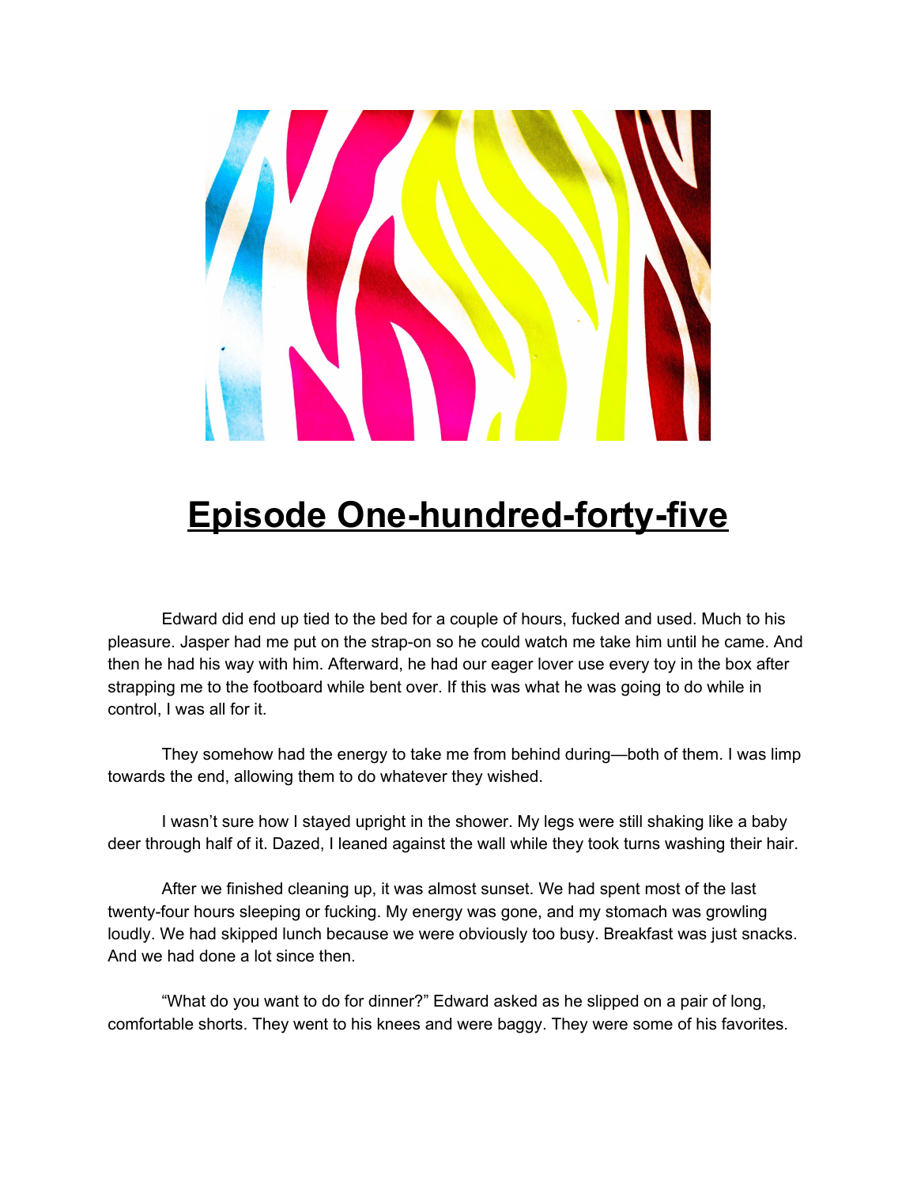# Episode One-hundred-forty-five

Edward did end up tied to the bed for a couple of hours, fucked and used. Much to his pleasure. Jasper had me put on the strap-on so he could watch me take him until he came. And then he had his way with him. Afterward, he had our eager lover use every toy in the box after strapping me to the footboard while bent over. If this was what he was going to do while in control, I was all for it.

They somehow had the energy to take me from behind during—both of them. I was limp towards the end, allowing them to do whatever they wished.

I wasn't sure how I stayed upright in the shower. My legs were still shaking like a baby deer through half of it. Dazed, I leaned against the wall while they took turns washing their hair.

After we finished cleaning up, it was almost sunset. We had spent most of the last twenty-four hours sleeping or fucking. My energy was gone, and my stomach was growling loudly. We had skipped lunch because we were obviously too busy. Breakfast was just snacks. And we had done a lot since then.

"What do you want to do for dinner?" Edward asked as he slipped on a pair of long, comfortable shorts. They went to his knees and were baggy. They were some of his favorites.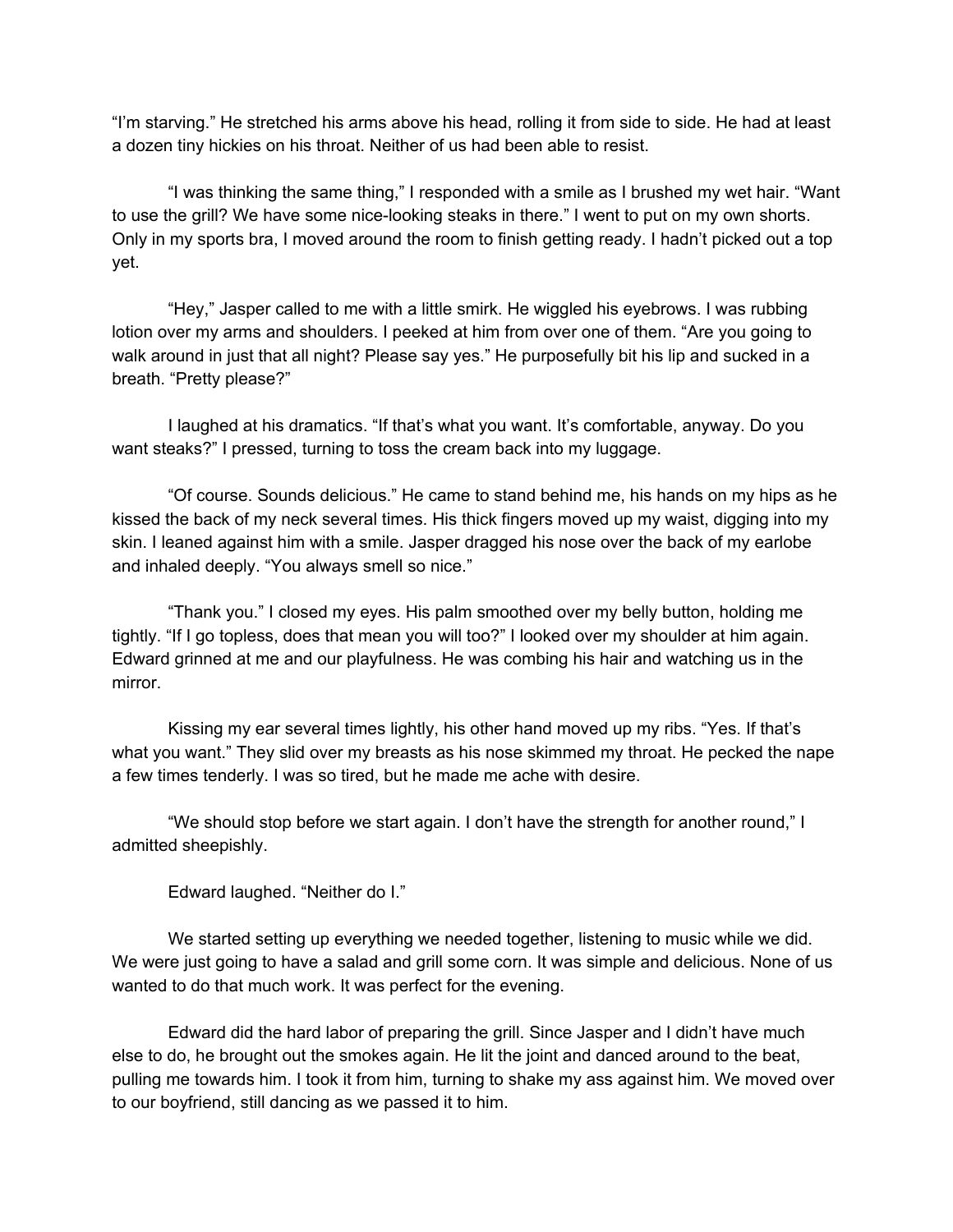"I'm starving." He stretched his arms above his head, rolling it from side to side. He had at least a dozen tiny hickies on his throat. Neither of us had been able to resist.

"I was thinking the same thing," I responded with a smile as I brushed my wet hair. "Want to use the grill? We have some nice-looking steaks in there." I went to put on my own shorts. Only in my sports bra, I moved around the room to finish getting ready. I hadn't picked out a top yet.

"Hey," Jasper called to me with a little smirk. He wiggled his eyebrows. I was rubbing lotion over my arms and shoulders. I peeked at him from over one of them. "Are you going to walk around in just that all night? Please say yes." He purposefully bit his lip and sucked in a breath. "Pretty please?"

I laughed at his dramatics. "If that's what you want. It's comfortable, anyway. Do you want steaks?" I pressed, turning to toss the cream back into my luggage.

"Of course. Sounds delicious." He came to stand behind me, his hands on my hips as he kissed the back of my neck several times. His thick fingers moved up my waist, digging into my skin. I leaned against him with a smile. Jasper dragged his nose over the back of my earlobe and inhaled deeply. "You always smell so nice."

"Thank you." I closed my eyes. His palm smoothed over my belly button, holding me tightly. "If I go topless, does that mean you will too?" I looked over my shoulder at him again. Edward grinned at me and our playfulness. He was combing his hair and watching us in the mirror.

Kissing my ear several times lightly, his other hand moved up my ribs. "Yes. If that's what you want." They slid over my breasts as his nose skimmed my throat. He pecked the nape a few times tenderly. I was so tired, but he made me ache with desire.

"We should stop before we start again. I don't have the strength for another round," I admitted sheepishly.

Edward laughed. "Neither do I."

We started setting up everything we needed together, listening to music while we did. We were just going to have a salad and grill some corn. It was simple and delicious. None of us wanted to do that much work. It was perfect for the evening.

Edward did the hard labor of preparing the grill. Since Jasper and I didn't have much else to do, he brought out the smokes again. He lit the joint and danced around to the beat, pulling me towards him. I took it from him, turning to shake my ass against him. We moved over to our boyfriend, still dancing as we passed it to him.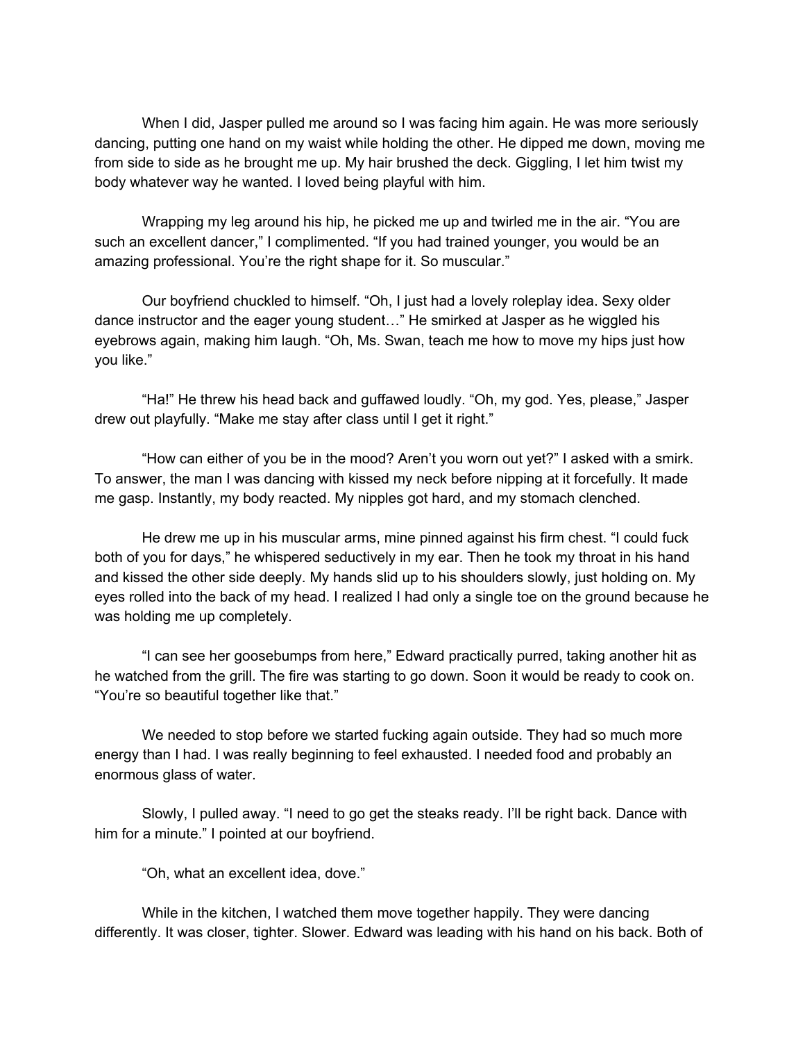When I did, Jasper pulled me around so I was facing him again. He was more seriously dancing, putting one hand on my waist while holding the other. He dipped me down, moving me from side to side as he brought me up. My hair brushed the deck. Giggling, I let him twist my body whatever way he wanted. I loved being playful with him.

Wrapping my leg around his hip, he picked me up and twirled me in the air. "You are such an excellent dancer," I complimented. "If you had trained younger, you would be an amazing professional. You're the right shape for it. So muscular."

Our boyfriend chuckled to himself. "Oh, I just had a lovely roleplay idea. Sexy older dance instructor and the eager young student…" He smirked at Jasper as he wiggled his eyebrows again, making him laugh. "Oh, Ms. Swan, teach me how to move my hips just how you like."

"Ha!" He threw his head back and guffawed loudly. "Oh, my god. Yes, please," Jasper drew out playfully. "Make me stay after class until I get it right."

"How can either of you be in the mood? Aren't you worn out yet?" I asked with a smirk. To answer, the man I was dancing with kissed my neck before nipping at it forcefully. It made me gasp. Instantly, my body reacted. My nipples got hard, and my stomach clenched.

He drew me up in his muscular arms, mine pinned against his firm chest. "I could fuck both of you for days," he whispered seductively in my ear. Then he took my throat in his hand and kissed the other side deeply. My hands slid up to his shoulders slowly, just holding on. My eyes rolled into the back of my head. I realized I had only a single toe on the ground because he was holding me up completely.

"I can see her goosebumps from here," Edward practically purred, taking another hit as he watched from the grill. The fire was starting to go down. Soon it would be ready to cook on. "You're so beautiful together like that."

We needed to stop before we started fucking again outside. They had so much more energy than I had. I was really beginning to feel exhausted. I needed food and probably an enormous glass of water.

Slowly, I pulled away. "I need to go get the steaks ready. I'll be right back. Dance with him for a minute." I pointed at our boyfriend.

"Oh, what an excellent idea, dove."

While in the kitchen, I watched them move together happily. They were dancing differently. It was closer, tighter. Slower. Edward was leading with his hand on his back. Both of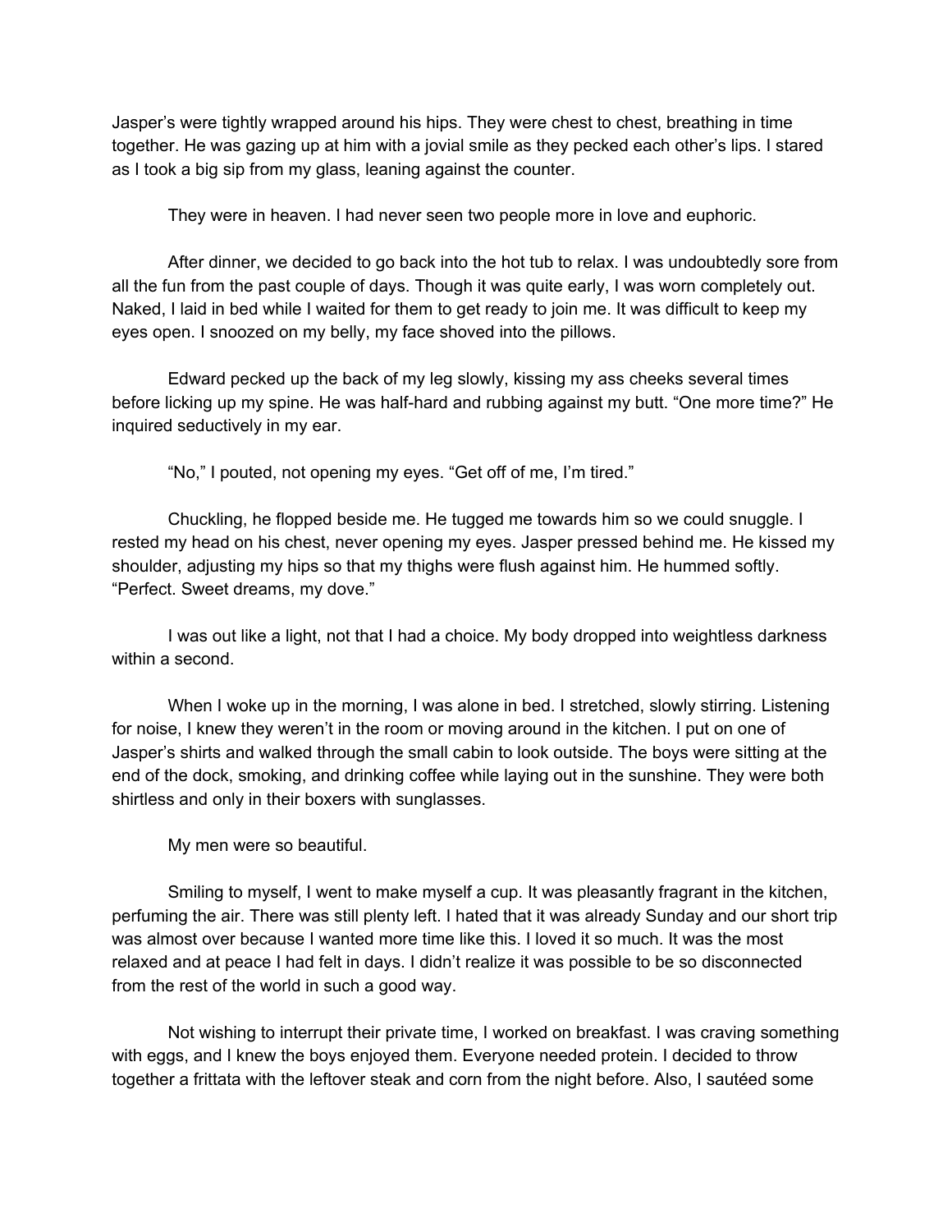Jasper's were tightly wrapped around his hips. They were chest to chest, breathing in time together. He was gazing up at him with a jovial smile as they pecked each other's lips. I stared as I took a big sip from my glass, leaning against the counter.

They were in heaven. I had never seen two people more in love and euphoric.

After dinner, we decided to go back into the hot tub to relax. I was undoubtedly sore from all the fun from the past couple of days. Though it was quite early, I was worn completely out. Naked, I laid in bed while I waited for them to get ready to join me. It was difficult to keep my eyes open. I snoozed on my belly, my face shoved into the pillows.

Edward pecked up the back of my leg slowly, kissing my ass cheeks several times before licking up my spine. He was half-hard and rubbing against my butt. "One more time?" He inquired seductively in my ear.

"No," I pouted, not opening my eyes. "Get off of me, I'm tired."

Chuckling, he flopped beside me. He tugged me towards him so we could snuggle. I rested my head on his chest, never opening my eyes. Jasper pressed behind me. He kissed my shoulder, adjusting my hips so that my thighs were flush against him. He hummed softly. "Perfect. Sweet dreams, my dove."

I was out like a light, not that I had a choice. My body dropped into weightless darkness within a second.

When I woke up in the morning, I was alone in bed. I stretched, slowly stirring. Listening for noise, I knew they weren't in the room or moving around in the kitchen. I put on one of Jasper's shirts and walked through the small cabin to look outside. The boys were sitting at the end of the dock, smoking, and drinking coffee while laying out in the sunshine. They were both shirtless and only in their boxers with sunglasses.

My men were so beautiful.

Smiling to myself, I went to make myself a cup. It was pleasantly fragrant in the kitchen, perfuming the air. There was still plenty left. I hated that it was already Sunday and our short trip was almost over because I wanted more time like this. I loved it so much. It was the most relaxed and at peace I had felt in days. I didn't realize it was possible to be so disconnected from the rest of the world in such a good way.

Not wishing to interrupt their private time, I worked on breakfast. I was craving something with eggs, and I knew the boys enjoyed them. Everyone needed protein. I decided to throw together a frittata with the leftover steak and corn from the night before. Also, I sautéed some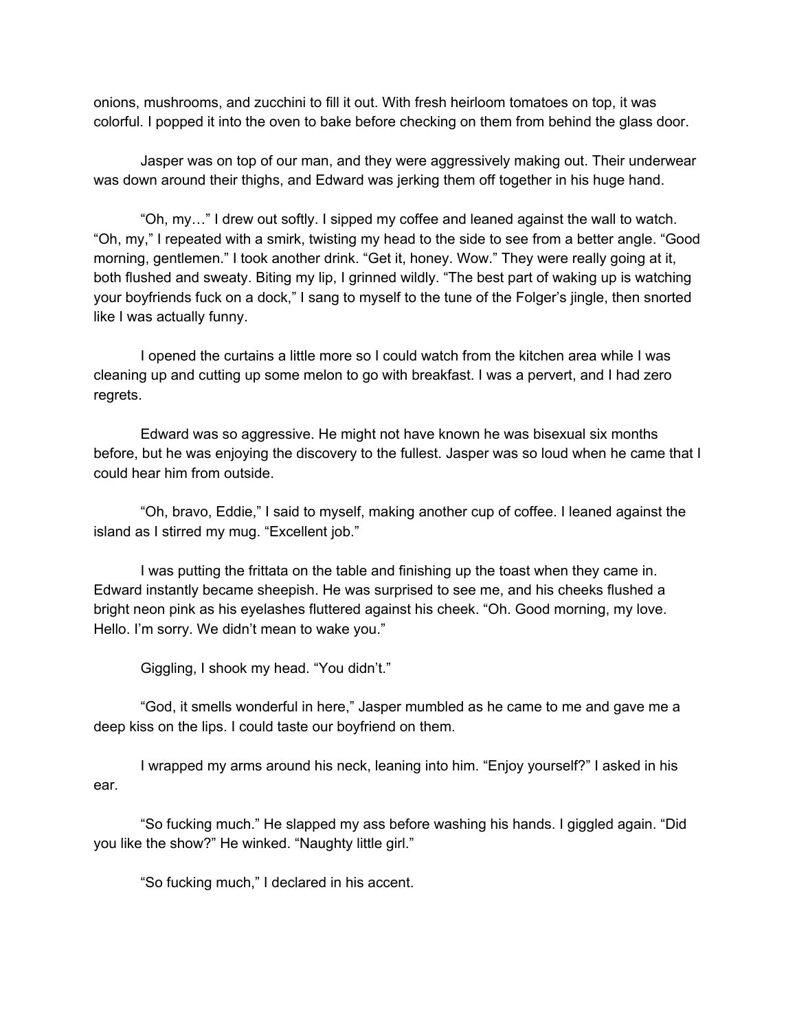onions, mushrooms, and zucchini to fill it out. With fresh heirloom tomatoes on top, it was colorful. I popped it into the oven to bake before checking on them from behind the glass door.

Jasper was on top of our man, and they were aggressively making out. Their underwear was down around their thighs, and Edward was jerking them off together in his huge hand.

"Oh, my…" I drew out softly. I sipped my coffee and leaned against the wall to watch. "Oh, my," I repeated with a smirk, twisting my head to the side to see from a better angle. "Good morning, gentlemen." I took another drink. "Get it, honey. Wow." They were really going at it, both flushed and sweaty. Biting my lip, I grinned wildly. "The best part of waking up is watching your boyfriends fuck on a dock," I sang to myself to the tune of the Folger's jingle, then snorted like I was actually funny.

I opened the curtains a little more so I could watch from the kitchen area while I was cleaning up and cutting up some melon to go with breakfast. I was a pervert, and I had zero regrets.

Edward was so aggressive. He might not have known he was bisexual six months before, but he was enjoying the discovery to the fullest. Jasper was so loud when he came that I could hear him from outside.

"Oh, bravo, Eddie," I said to myself, making another cup of coffee. I leaned against the island as I stirred my mug. "Excellent job."

I was putting the frittata on the table and finishing up the toast when they came in. Edward instantly became sheepish. He was surprised to see me, and his cheeks flushed a bright neon pink as his eyelashes fluttered against his cheek. "Oh. Good morning, my love. Hello. I'm sorry. We didn't mean to wake you."

Giggling, I shook my head. "You didn't."

"God, it smells wonderful in here," Jasper mumbled as he came to me and gave me a deep kiss on the lips. I could taste our boyfriend on them.

I wrapped my arms around his neck, leaning into him. "Enjoy yourself?" I asked in his ear.

"So fucking much." He slapped my ass before washing his hands. I giggled again. "Did you like the show?" He winked. "Naughty little girl."

"So fucking much," I declared in his accent.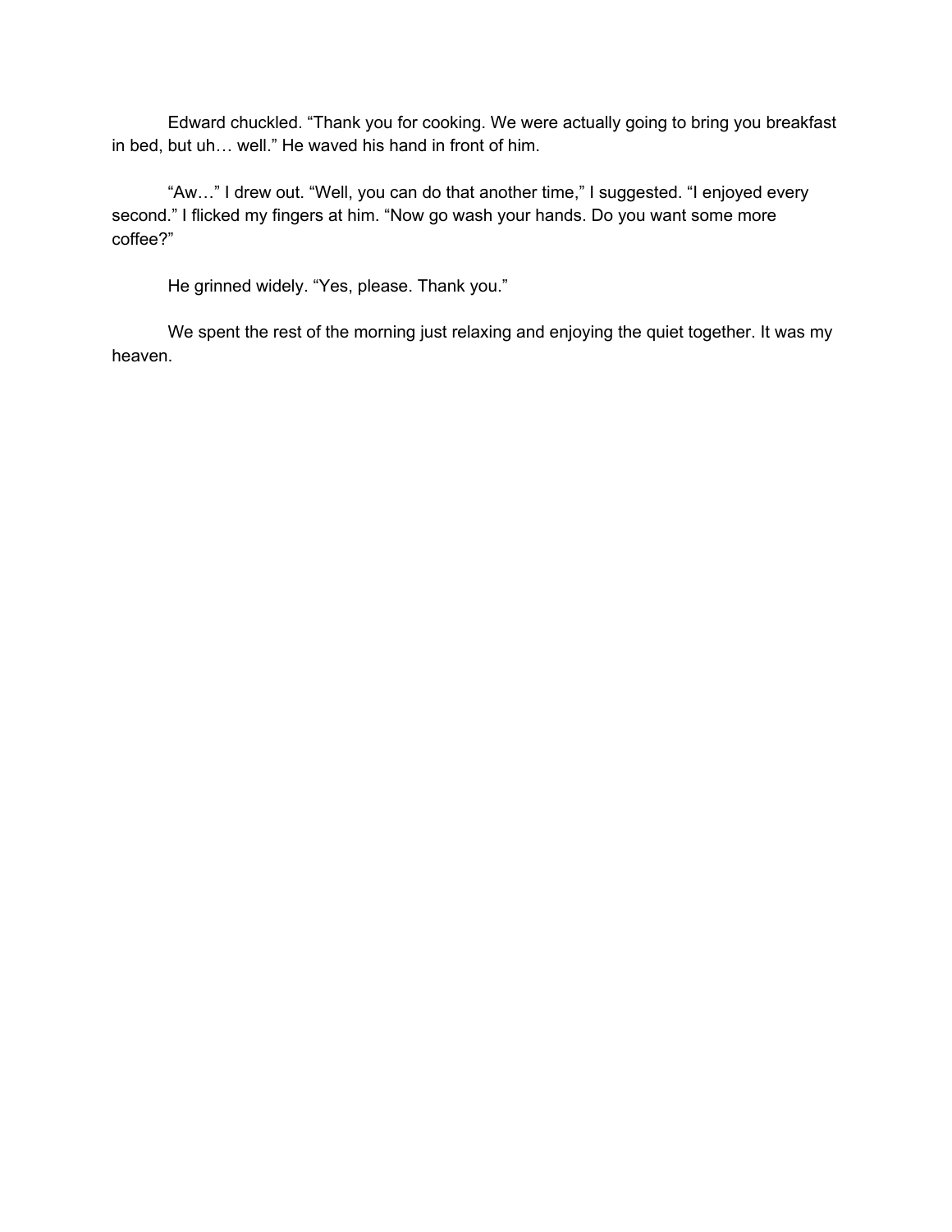Edward chuckled. “Thank you for cooking. We were actually going to bring you breakfast in bed, but uh… well.” He waved his hand in front of him.

“Aw…” I drew out. “Well, you can do that another time,” I suggested. “I enjoyed every second.” I flicked my fingers at him. “Now go wash your hands. Do you want some more coffee?”

He grinned widely. “Yes, please. Thank you.”

We spent the rest of the morning just relaxing and enjoying the quiet together. It was my heaven.